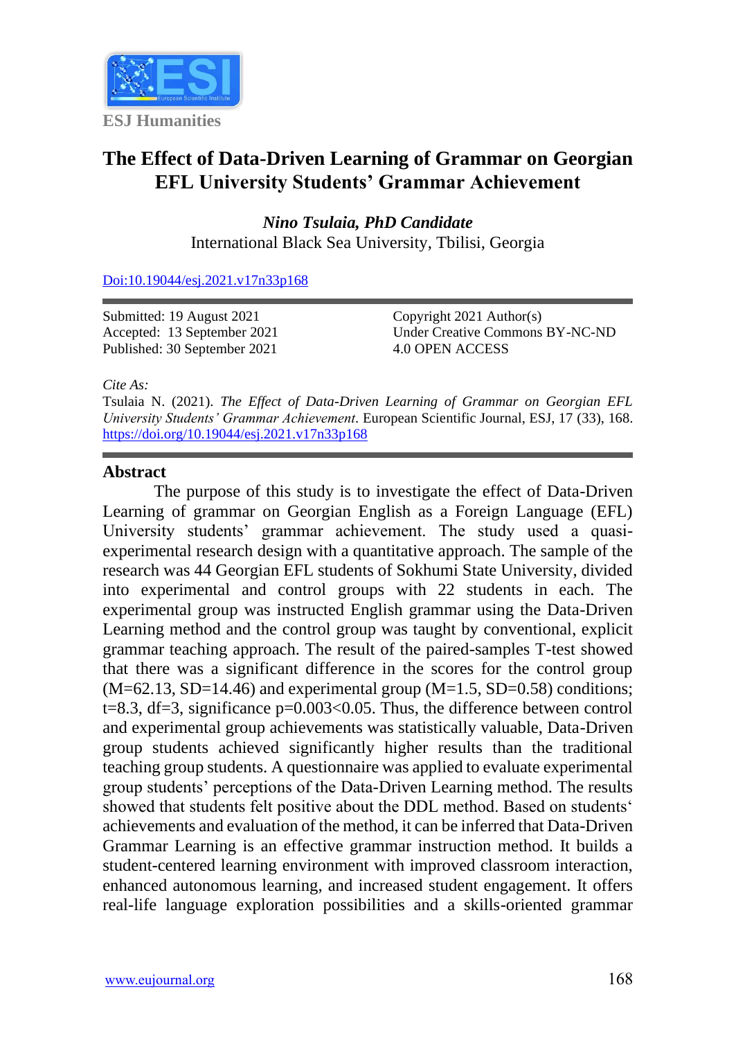ESJ Humanities

# The Effect of Data-Driven Learning of Grammar on Georgian EFL University Students' Grammar Achievement

***Nino Tsulaia, PhD Candidate***
International Black Sea University, Tbilisi, Georgia

Doi:10.19044/esj.2021.v17n33p168

Submitted: 19 August 2021
Accepted: 13 September 2021
Published: 30 September 2021

Copyright 2021 Author(s)
Under Creative Commons BY-NC-ND
4.0 OPEN ACCESS

*Cite As:*
Tsulaia N. (2021). *The Effect of Data-Driven Learning of Grammar on Georgian EFL University Students' Grammar Achievement*. European Scientific Journal, ESJ, 17 (33), 168. https://doi.org/10.19044/esj.2021.v17n33p168

## Abstract

The purpose of this study is to investigate the effect of Data-Driven Learning of grammar on Georgian English as a Foreign Language (EFL) University students' grammar achievement. The study used a quasi-experimental research design with a quantitative approach. The sample of the research was 44 Georgian EFL students of Sokhumi State University, divided into experimental and control groups with 22 students in each. The experimental group was instructed English grammar using the Data-Driven Learning method and the control group was taught by conventional, explicit grammar teaching approach. The result of the paired-samples T-test showed that there was a significant difference in the scores for the control group (M=62.13, SD=14.46) and experimental group (M=1.5, SD=0.58) conditions; t=8.3, df=3, significance $p=0.003<0.05$. Thus, the difference between control and experimental group achievements was statistically valuable, Data-Driven group students achieved significantly higher results than the traditional teaching group students. A questionnaire was applied to evaluate experimental group students' perceptions of the Data-Driven Learning method. The results showed that students felt positive about the DDL method. Based on students' achievements and evaluation of the method, it can be inferred that Data-Driven Grammar Learning is an effective grammar instruction method. It builds a student-centered learning environment with improved classroom interaction, enhanced autonomous learning, and increased student engagement. It offers real-life language exploration possibilities and a skills-oriented grammar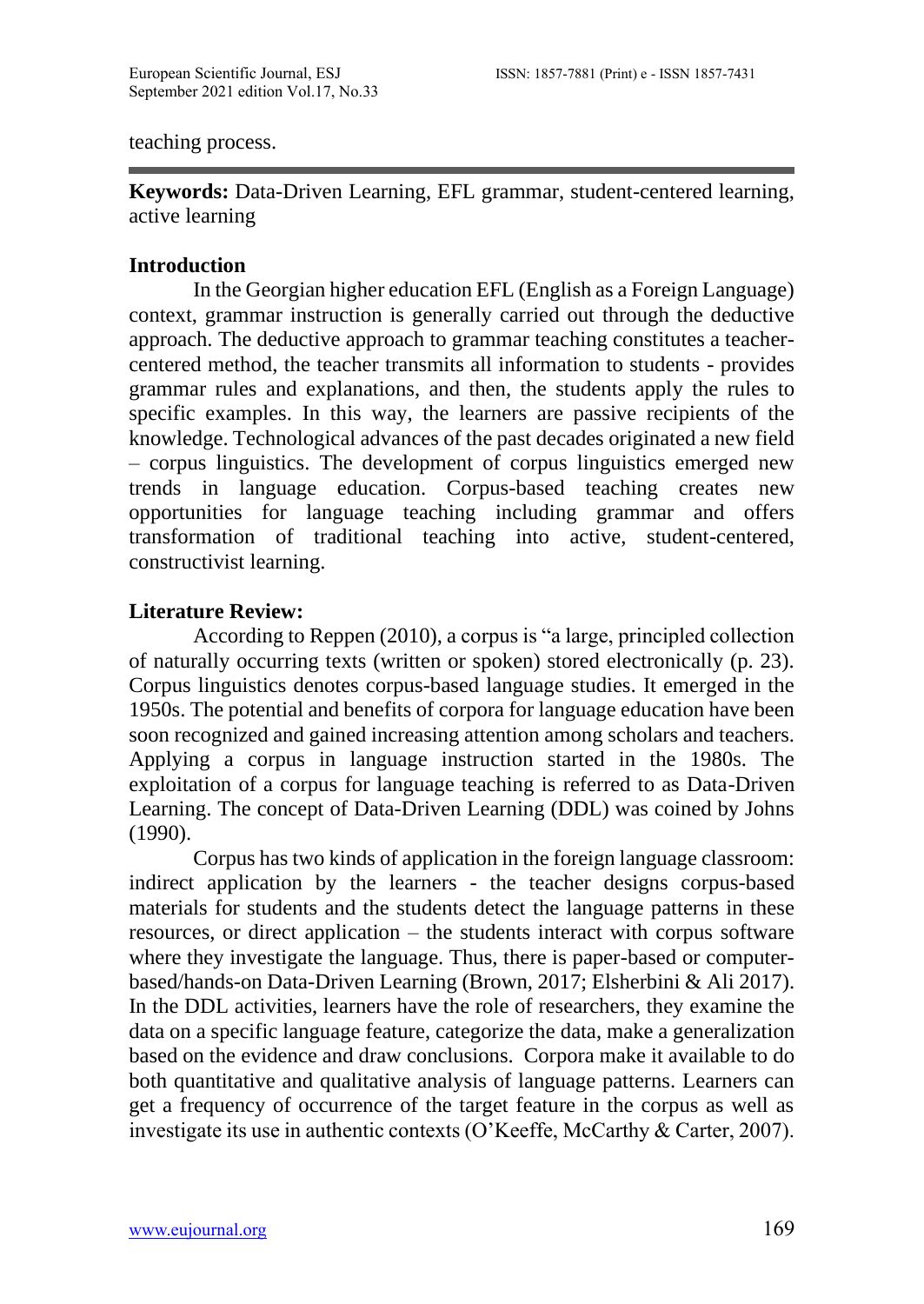teaching process.

**Keywords:** Data-Driven Learning, EFL grammar, student-centered learning, active learning

## Introduction

In the Georgian higher education EFL (English as a Foreign Language) context, grammar instruction is generally carried out through the deductive approach. The deductive approach to grammar teaching constitutes a teacher-centered method, the teacher transmits all information to students - provides grammar rules and explanations, and then, the students apply the rules to specific examples. In this way, the learners are passive recipients of the knowledge. Technological advances of the past decades originated a new field – corpus linguistics. The development of corpus linguistics emerged new trends in language education. Corpus-based teaching creates new opportunities for language teaching including grammar and offers transformation of traditional teaching into active, student-centered, constructivist learning.

## Literature Review:

According to Reppen (2010), a corpus is "a large, principled collection of naturally occurring texts (written or spoken) stored electronically (p. 23). Corpus linguistics denotes corpus-based language studies. It emerged in the 1950s. The potential and benefits of corpora for language education have been soon recognized and gained increasing attention among scholars and teachers. Applying a corpus in language instruction started in the 1980s. The exploitation of a corpus for language teaching is referred to as Data-Driven Learning. The concept of Data-Driven Learning (DDL) was coined by Johns (1990).

Corpus has two kinds of application in the foreign language classroom: indirect application by the learners - the teacher designs corpus-based materials for students and the students detect the language patterns in these resources, or direct application – the students interact with corpus software where they investigate the language. Thus, there is paper-based or computer-based/hands-on Data-Driven Learning (Brown, 2017; Elsherbini & Ali 2017). In the DDL activities, learners have the role of researchers, they examine the data on a specific language feature, categorize the data, make a generalization based on the evidence and draw conclusions. Corpora make it available to do both quantitative and qualitative analysis of language patterns. Learners can get a frequency of occurrence of the target feature in the corpus as well as investigate its use in authentic contexts (O'Keeffe, McCarthy & Carter, 2007).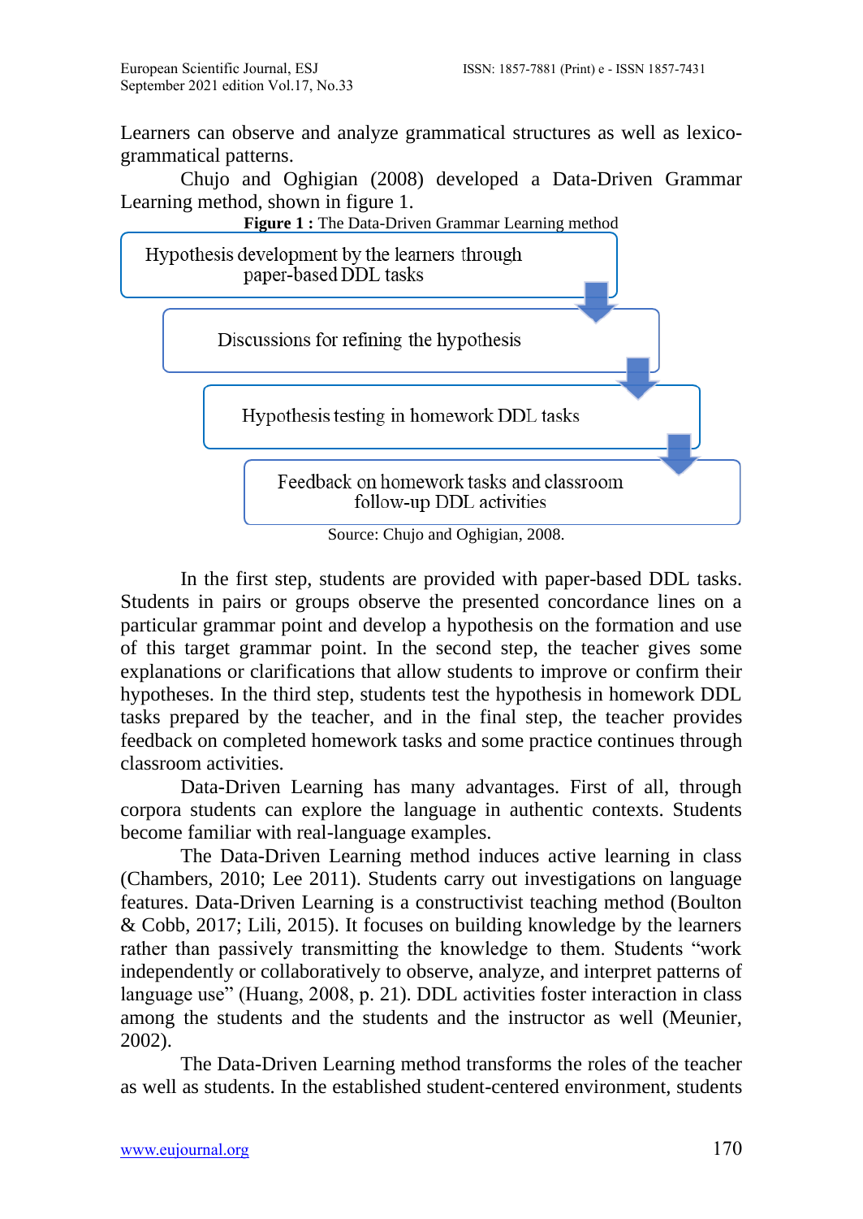Learners can observe and analyze grammatical structures as well as lexico-grammatical patterns.

Chujo and Oghigian (2008) developed a Data-Driven Grammar Learning method, shown in figure 1.

**Figure 1 :** The Data-Driven Grammar Learning method

Hypothesis development by the learners through paper-based DDL tasks

↓

Discussions for refining the hypothesis

↓

Hypothesis testing in homework DDL tasks

↓

Feedback on homework tasks and classroom follow-up DDL activities

Source: Chujo and Oghigian, 2008.

In the first step, students are provided with paper-based DDL tasks. Students in pairs or groups observe the presented concordance lines on a particular grammar point and develop a hypothesis on the formation and use of this target grammar point. In the second step, the teacher gives some explanations or clarifications that allow students to improve or confirm their hypotheses. In the third step, students test the hypothesis in homework DDL tasks prepared by the teacher, and in the final step, the teacher provides feedback on completed homework tasks and some practice continues through classroom activities.

Data-Driven Learning has many advantages. First of all, through corpora students can explore the language in authentic contexts. Students become familiar with real-language examples.

The Data-Driven Learning method induces active learning in class (Chambers, 2010; Lee 2011). Students carry out investigations on language features. Data-Driven Learning is a constructivist teaching method (Boulton & Cobb, 2017; Lili, 2015). It focuses on building knowledge by the learners rather than passively transmitting the knowledge to them. Students "work independently or collaboratively to observe, analyze, and interpret patterns of language use" (Huang, 2008, p. 21). DDL activities foster interaction in class among the students and the students and the instructor as well (Meunier, 2002).

The Data-Driven Learning method transforms the roles of the teacher as well as students. In the established student-centered environment, students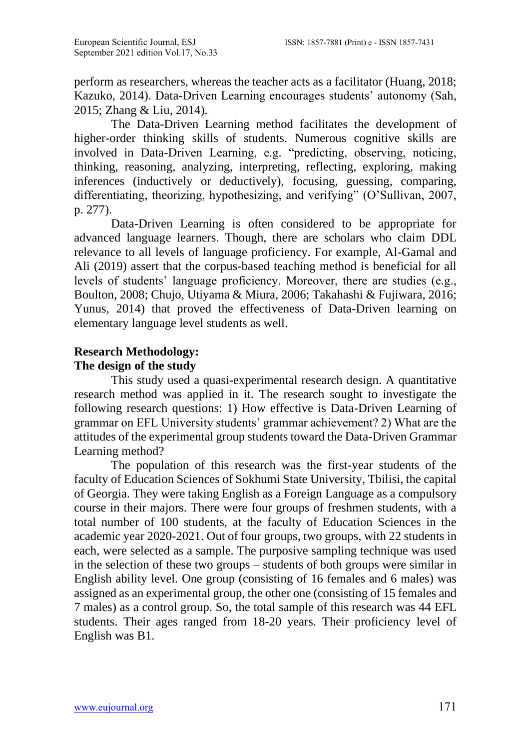perform as researchers, whereas the teacher acts as a facilitator (Huang, 2018; Kazuko, 2014). Data-Driven Learning encourages students' autonomy (Sah, 2015; Zhang & Liu, 2014).

The Data-Driven Learning method facilitates the development of higher-order thinking skills of students. Numerous cognitive skills are involved in Data-Driven Learning, e.g. "predicting, observing, noticing, thinking, reasoning, analyzing, interpreting, reflecting, exploring, making inferences (inductively or deductively), focusing, guessing, comparing, differentiating, theorizing, hypothesizing, and verifying" (O'Sullivan, 2007, p. 277).

Data-Driven Learning is often considered to be appropriate for advanced language learners. Though, there are scholars who claim DDL relevance to all levels of language proficiency. For example, Al-Gamal and Ali (2019) assert that the corpus-based teaching method is beneficial for all levels of students' language proficiency. Moreover, there are studies (e.g., Boulton, 2008; Chujo, Utiyama & Miura, 2006; Takahashi & Fujiwara, 2016; Yunus, 2014) that proved the effectiveness of Data-Driven learning on elementary language level students as well.

## Research Methodology:

### The design of the study

This study used a quasi-experimental research design. A quantitative research method was applied in it. The research sought to investigate the following research questions: 1) How effective is Data-Driven Learning of grammar on EFL University students' grammar achievement? 2) What are the attitudes of the experimental group students toward the Data-Driven Grammar Learning method?

The population of this research was the first-year students of the faculty of Education Sciences of Sokhumi State University, Tbilisi, the capital of Georgia. They were taking English as a Foreign Language as a compulsory course in their majors. There were four groups of freshmen students, with a total number of 100 students, at the faculty of Education Sciences in the academic year 2020-2021. Out of four groups, two groups, with 22 students in each, were selected as a sample. The purposive sampling technique was used in the selection of these two groups – students of both groups were similar in English ability level. One group (consisting of 16 females and 6 males) was assigned as an experimental group, the other one (consisting of 15 females and 7 males) as a control group. So, the total sample of this research was 44 EFL students. Their ages ranged from 18-20 years. Their proficiency level of English was B1.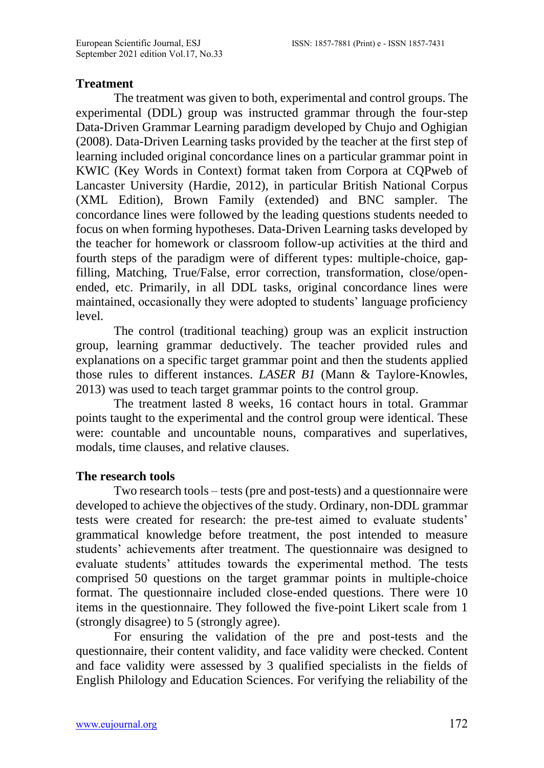## Treatment

The treatment was given to both, experimental and control groups. The experimental (DDL) group was instructed grammar through the four-step Data-Driven Grammar Learning paradigm developed by Chujo and Oghigian (2008). Data-Driven Learning tasks provided by the teacher at the first step of learning included original concordance lines on a particular grammar point in KWIC (Key Words in Context) format taken from Corpora at CQPweb of Lancaster University (Hardie, 2012), in particular British National Corpus (XML Edition), Brown Family (extended) and BNC sampler. The concordance lines were followed by the leading questions students needed to focus on when forming hypotheses. Data-Driven Learning tasks developed by the teacher for homework or classroom follow-up activities at the third and fourth steps of the paradigm were of different types: multiple-choice, gap-filling, Matching, True/False, error correction, transformation, close/open-ended, etc. Primarily, in all DDL tasks, original concordance lines were maintained, occasionally they were adopted to students' language proficiency level.

The control (traditional teaching) group was an explicit instruction group, learning grammar deductively. The teacher provided rules and explanations on a specific target grammar point and then the students applied those rules to different instances. *LASER B1* (Mann & Taylore-Knowles, 2013) was used to teach target grammar points to the control group.

The treatment lasted 8 weeks, 16 contact hours in total. Grammar points taught to the experimental and the control group were identical. These were: countable and uncountable nouns, comparatives and superlatives, modals, time clauses, and relative clauses.

## The research tools

Two research tools – tests (pre and post-tests) and a questionnaire were developed to achieve the objectives of the study. Ordinary, non-DDL grammar tests were created for research: the pre-test aimed to evaluate students' grammatical knowledge before treatment, the post intended to measure students' achievements after treatment. The questionnaire was designed to evaluate students' attitudes towards the experimental method. The tests comprised 50 questions on the target grammar points in multiple-choice format. The questionnaire included close-ended questions. There were 10 items in the questionnaire. They followed the five-point Likert scale from 1 (strongly disagree) to 5 (strongly agree).

For ensuring the validation of the pre and post-tests and the questionnaire, their content validity, and face validity were checked. Content and face validity were assessed by 3 qualified specialists in the fields of English Philology and Education Sciences. For verifying the reliability of the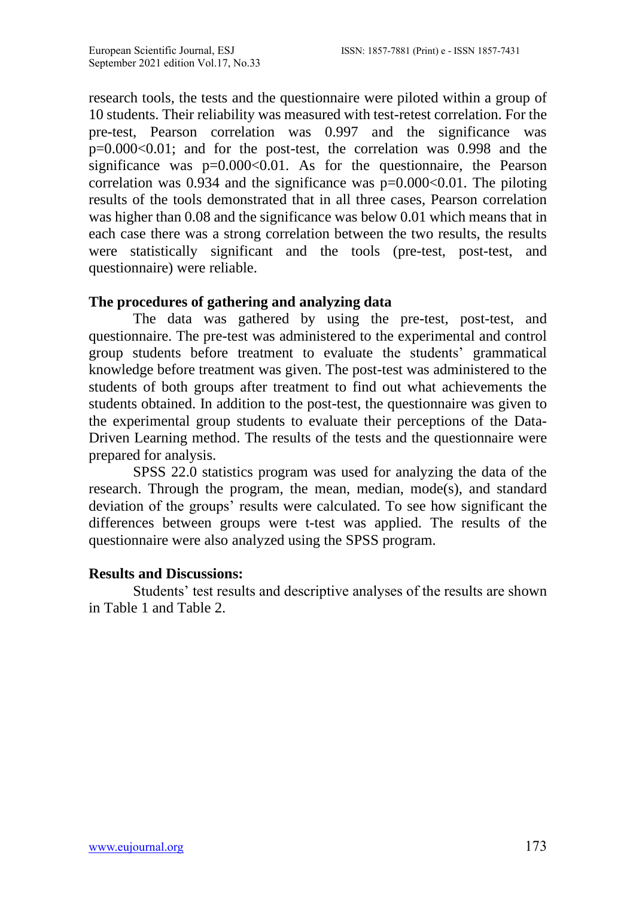research tools, the tests and the questionnaire were piloted within a group of 10 students. Their reliability was measured with test-retest correlation. For the pre-test, Pearson correlation was 0.997 and the significance was $p=0.000<0.01$; and for the post-test, the correlation was 0.998 and the significance was $p=0.000<0.01$. As for the questionnaire, the Pearson correlation was 0.934 and the significance was $p=0.000<0.01$. The piloting results of the tools demonstrated that in all three cases, Pearson correlation was higher than 0.08 and the significance was below 0.01 which means that in each case there was a strong correlation between the two results, the results were statistically significant and the tools (pre-test, post-test, and questionnaire) were reliable.

**The procedures of gathering and analyzing data**

The data was gathered by using the pre-test, post-test, and questionnaire. The pre-test was administered to the experimental and control group students before treatment to evaluate the students' grammatical knowledge before treatment was given. The post-test was administered to the students of both groups after treatment to find out what achievements the students obtained. In addition to the post-test, the questionnaire was given to the experimental group students to evaluate their perceptions of the Data-Driven Learning method. The results of the tests and the questionnaire were prepared for analysis.

SPSS 22.0 statistics program was used for analyzing the data of the research. Through the program, the mean, median, mode(s), and standard deviation of the groups' results were calculated. To see how significant the differences between groups were t-test was applied. The results of the questionnaire were also analyzed using the SPSS program.

**Results and Discussions:**

Students' test results and descriptive analyses of the results are shown in Table 1 and Table 2.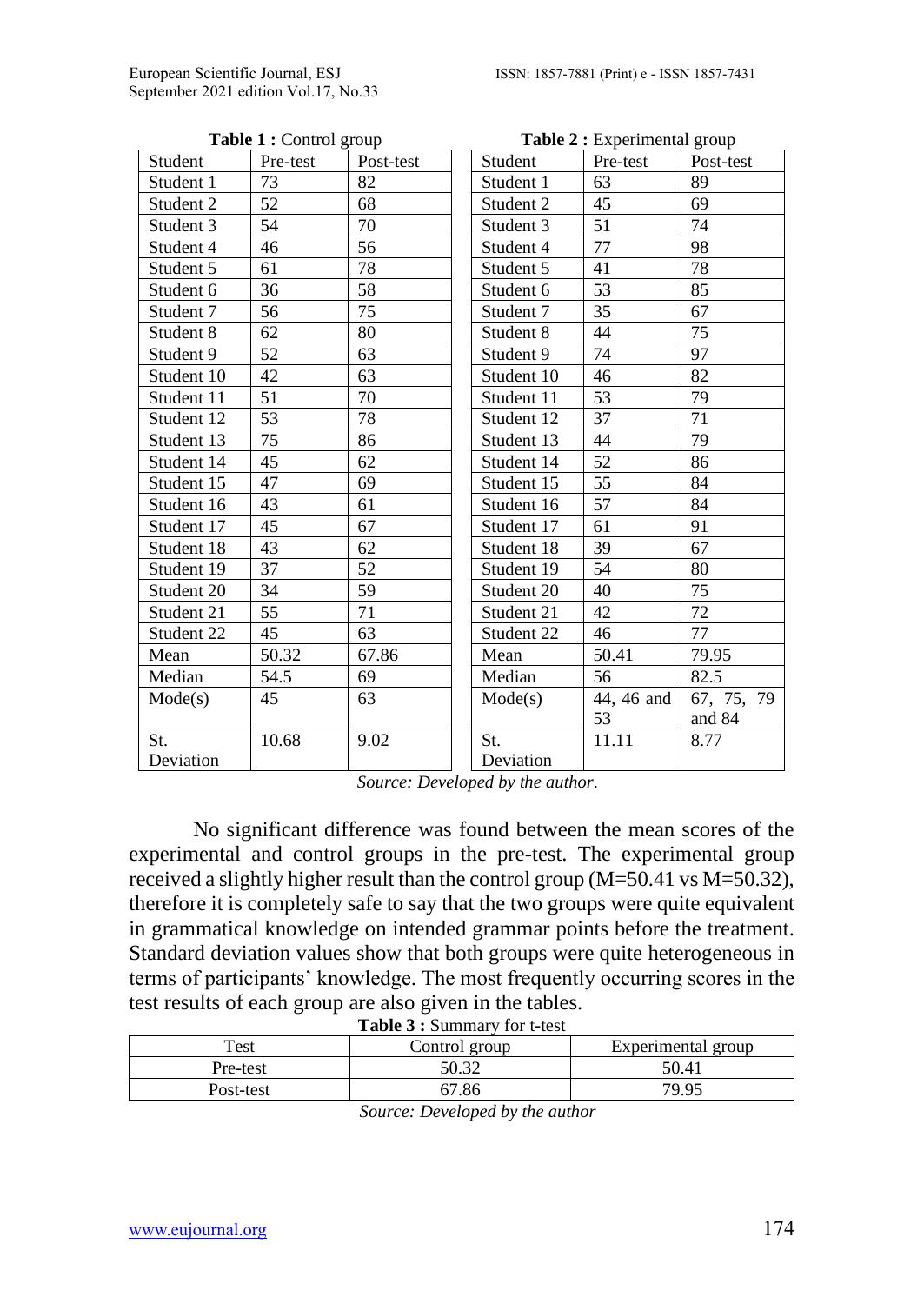**Table 1 :** Control group

| Student | Pre-test | Post-test |
|---|---|---|
| Student 1 | 73 | 82 |
| Student 2 | 52 | 68 |
| Student 3 | 54 | 70 |
| Student 4 | 46 | 56 |
| Student 5 | 61 | 78 |
| Student 6 | 36 | 58 |
| Student 7 | 56 | 75 |
| Student 8 | 62 | 80 |
| Student 9 | 52 | 63 |
| Student 10 | 42 | 63 |
| Student 11 | 51 | 70 |
| Student 12 | 53 | 78 |
| Student 13 | 75 | 86 |
| Student 14 | 45 | 62 |
| Student 15 | 47 | 69 |
| Student 16 | 43 | 61 |
| Student 17 | 45 | 67 |
| Student 18 | 43 | 62 |
| Student 19 | 37 | 52 |
| Student 20 | 34 | 59 |
| Student 21 | 55 | 71 |
| Student 22 | 45 | 63 |
| Mean | 50.32 | 67.86 |
| Median | 54.5 | 69 |
| Mode(s) | 45 | 63 |
| St. Deviation | 10.68 | 9.02 |

**Table 2 :** Experimental group

| Student | Pre-test | Post-test |
|---|---|---|
| Student 1 | 63 | 89 |
| Student 2 | 45 | 69 |
| Student 3 | 51 | 74 |
| Student 4 | 77 | 98 |
| Student 5 | 41 | 78 |
| Student 6 | 53 | 85 |
| Student 7 | 35 | 67 |
| Student 8 | 44 | 75 |
| Student 9 | 74 | 97 |
| Student 10 | 46 | 82 |
| Student 11 | 53 | 79 |
| Student 12 | 37 | 71 |
| Student 13 | 44 | 79 |
| Student 14 | 52 | 86 |
| Student 15 | 55 | 84 |
| Student 16 | 57 | 84 |
| Student 17 | 61 | 91 |
| Student 18 | 39 | 67 |
| Student 19 | 54 | 80 |
| Student 20 | 40 | 75 |
| Student 21 | 42 | 72 |
| Student 22 | 46 | 77 |
| Mean | 50.41 | 79.95 |
| Median | 56 | 82.5 |
| Mode(s) | 44, 46 and 53 | 67, 75, 79 and 84 |
| St. Deviation | 11.11 | 8.77 |

*Source: Developed by the author*.

No significant difference was found between the mean scores of the experimental and control groups in the pre-test. The experimental group received a slightly higher result than the control group (M=50.41 vs M=50.32), therefore it is completely safe to say that the two groups were quite equivalent in grammatical knowledge on intended grammar points before the treatment. Standard deviation values show that both groups were quite heterogeneous in terms of participants' knowledge. The most frequently occurring scores in the test results of each group are also given in the tables.

**Table 3 :** Summary for t-test

| Test | Control group | Experimental group |
|---|---|---|
| Pre-test | 50.32 | 50.41 |
| Post-test | 67.86 | 79.95 |

*Source: Developed by the author*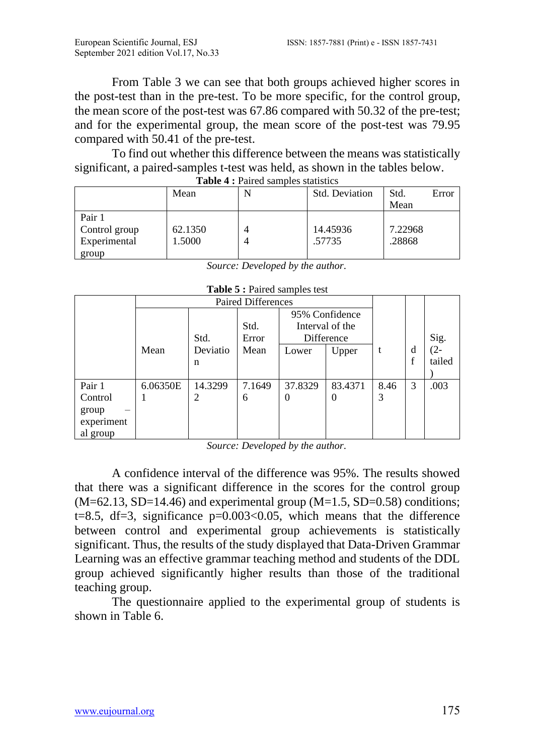From Table 3 we can see that both groups achieved higher scores in the post-test than in the pre-test. To be more specific, for the control group, the mean score of the post-test was 67.86 compared with 50.32 of the pre-test; and for the experimental group, the mean score of the post-test was 79.95 compared with 50.41 of the pre-test.

To find out whether this difference between the means was statistically significant, a paired-samples t-test was held, as shown in the tables below.

**Table 4 :** Paired samples statistics

| | Mean | N | Std. Deviation | Std. Error Mean |
|---|---|---|---|---|
| Pair 1<br>Control group<br>Experimental group | <br>62.1350<br>1.5000 | <br>4<br>4 | <br>14.45936<br>.57735 | <br>7.22968<br>.28868 |

*Source: Developed by the author.*

**Table 5 :** Paired samples test

| | Paired Differences | | | | | t | df | Sig. (2-tailed) |
|---|---|---|---|---|---|---|---|---|
| | Mean | Std. Deviation | Std. Error Mean | 95% Confidence Interval of the Difference | | | | |
| | | | | Lower | Upper | | | |
| Pair 1 Control group – experimental group | 6.06350E1 | 14.32992 | 7.16496 | 37.83290 | 83.43710 | 8.463 | 3 | .003 |

*Source: Developed by the author.*

A confidence interval of the difference was 95%. The results showed that there was a significant difference in the scores for the control group (M=62.13, SD=14.46) and experimental group (M=1.5, SD=0.58) conditions; t=8.5, df=3, significance $p=0.003<0.05$, which means that the difference between control and experimental group achievements is statistically significant. Thus, the results of the study displayed that Data-Driven Grammar Learning was an effective grammar teaching method and students of the DDL group achieved significantly higher results than those of the traditional teaching group.

The questionnaire applied to the experimental group of students is shown in Table 6.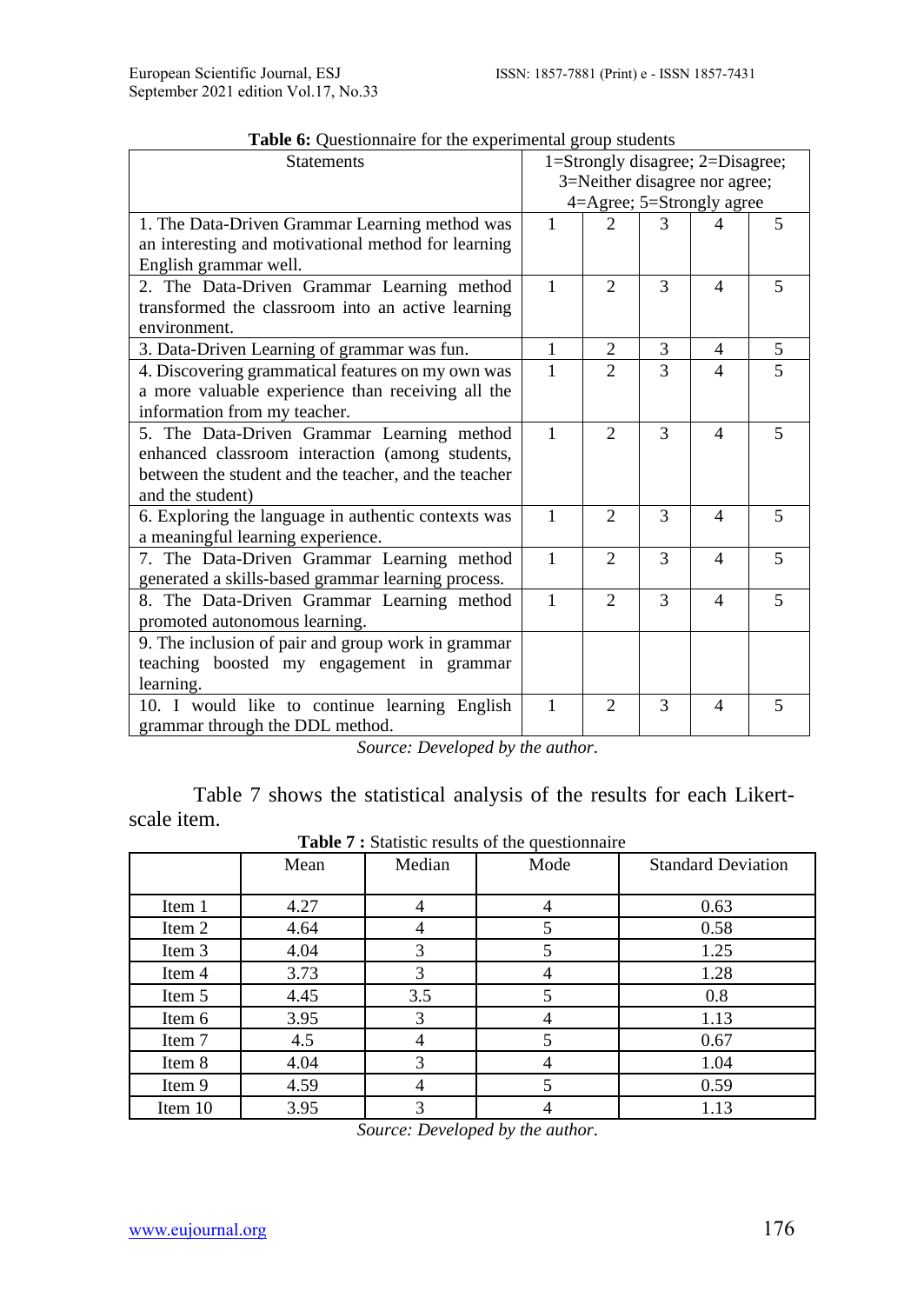**Table 6:** Questionnaire for the experimental group students

| Statements | 1=Strongly disagree; 2=Disagree; 3=Neither disagree nor agree; 4=Agree; 5=Strongly agree | | | | |
|---|---|---|---|---|---|
| 1. The Data-Driven Grammar Learning method was an interesting and motivational method for learning English grammar well. | 1 | 2 | 3 | 4 | 5 |
| 2. The Data-Driven Grammar Learning method transformed the classroom into an active learning environment. | 1 | 2 | 3 | 4 | 5 |
| 3. Data-Driven Learning of grammar was fun. | 1 | 2 | 3 | 4 | 5 |
| 4. Discovering grammatical features on my own was a more valuable experience than receiving all the information from my teacher. | 1 | 2 | 3 | 4 | 5 |
| 5. The Data-Driven Grammar Learning method enhanced classroom interaction (among students, between the student and the teacher, and the teacher and the student) | 1 | 2 | 3 | 4 | 5 |
| 6. Exploring the language in authentic contexts was a meaningful learning experience. | 1 | 2 | 3 | 4 | 5 |
| 7. The Data-Driven Grammar Learning method generated a skills-based grammar learning process. | 1 | 2 | 3 | 4 | 5 |
| 8. The Data-Driven Grammar Learning method promoted autonomous learning. | 1 | 2 | 3 | 4 | 5 |
| 9. The inclusion of pair and group work in grammar teaching boosted my engagement in grammar learning. | | | | | |
| 10. I would like to continue learning English grammar through the DDL method. | 1 | 2 | 3 | 4 | 5 |

*Source: Developed by the author*.

Table 7 shows the statistical analysis of the results for each Likert-scale item.

**Table 7 :** Statistic results of the questionnaire

| | Mean | Median | Mode | Standard Deviation |
|---|---|---|---|---|
| Item 1 | 4.27 | 4 | 4 | 0.63 |
| Item 2 | 4.64 | 4 | 5 | 0.58 |
| Item 3 | 4.04 | 3 | 5 | 1.25 |
| Item 4 | 3.73 | 3 | 4 | 1.28 |
| Item 5 | 4.45 | 3.5 | 5 | 0.8 |
| Item 6 | 3.95 | 3 | 4 | 1.13 |
| Item 7 | 4.5 | 4 | 5 | 0.67 |
| Item 8 | 4.04 | 3 | 4 | 1.04 |
| Item 9 | 4.59 | 4 | 5 | 0.59 |
| Item 10 | 3.95 | 3 | 4 | 1.13 |

*Source: Developed by the author*.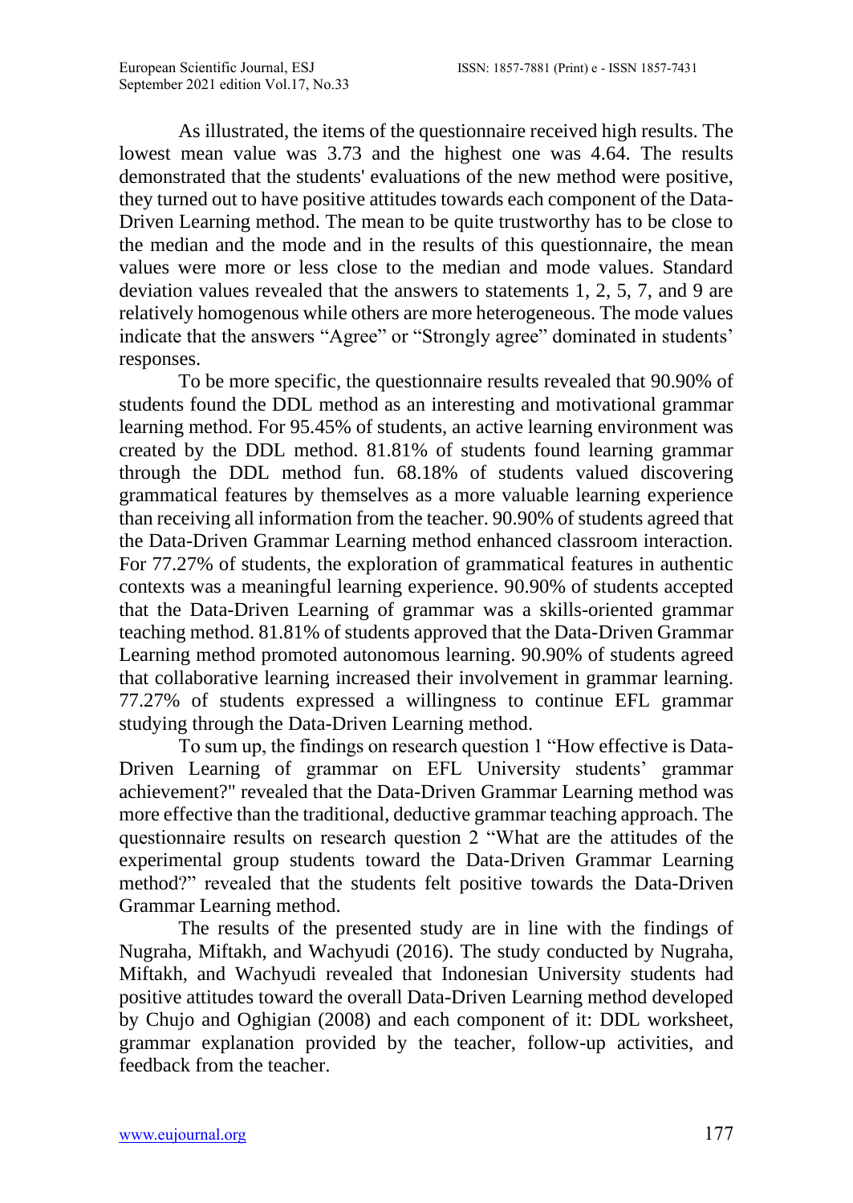As illustrated, the items of the questionnaire received high results. The lowest mean value was 3.73 and the highest one was 4.64. The results demonstrated that the students' evaluations of the new method were positive, they turned out to have positive attitudes towards each component of the Data-Driven Learning method. The mean to be quite trustworthy has to be close to the median and the mode and in the results of this questionnaire, the mean values were more or less close to the median and mode values. Standard deviation values revealed that the answers to statements 1, 2, 5, 7, and 9 are relatively homogenous while others are more heterogeneous. The mode values indicate that the answers "Agree" or "Strongly agree" dominated in students' responses.

To be more specific, the questionnaire results revealed that 90.90% of students found the DDL method as an interesting and motivational grammar learning method. For 95.45% of students, an active learning environment was created by the DDL method. 81.81% of students found learning grammar through the DDL method fun. 68.18% of students valued discovering grammatical features by themselves as a more valuable learning experience than receiving all information from the teacher. 90.90% of students agreed that the Data-Driven Grammar Learning method enhanced classroom interaction. For 77.27% of students, the exploration of grammatical features in authentic contexts was a meaningful learning experience. 90.90% of students accepted that the Data-Driven Learning of grammar was a skills-oriented grammar teaching method. 81.81% of students approved that the Data-Driven Grammar Learning method promoted autonomous learning. 90.90% of students agreed that collaborative learning increased their involvement in grammar learning. 77.27% of students expressed a willingness to continue EFL grammar studying through the Data-Driven Learning method.

To sum up, the findings on research question 1 "How effective is Data-Driven Learning of grammar on EFL University students' grammar achievement?" revealed that the Data-Driven Grammar Learning method was more effective than the traditional, deductive grammar teaching approach. The questionnaire results on research question 2 "What are the attitudes of the experimental group students toward the Data-Driven Grammar Learning method?" revealed that the students felt positive towards the Data-Driven Grammar Learning method.

The results of the presented study are in line with the findings of Nugraha, Miftakh, and Wachyudi (2016). The study conducted by Nugraha, Miftakh, and Wachyudi revealed that Indonesian University students had positive attitudes toward the overall Data-Driven Learning method developed by Chujo and Oghigian (2008) and each component of it: DDL worksheet, grammar explanation provided by the teacher, follow-up activities, and feedback from the teacher.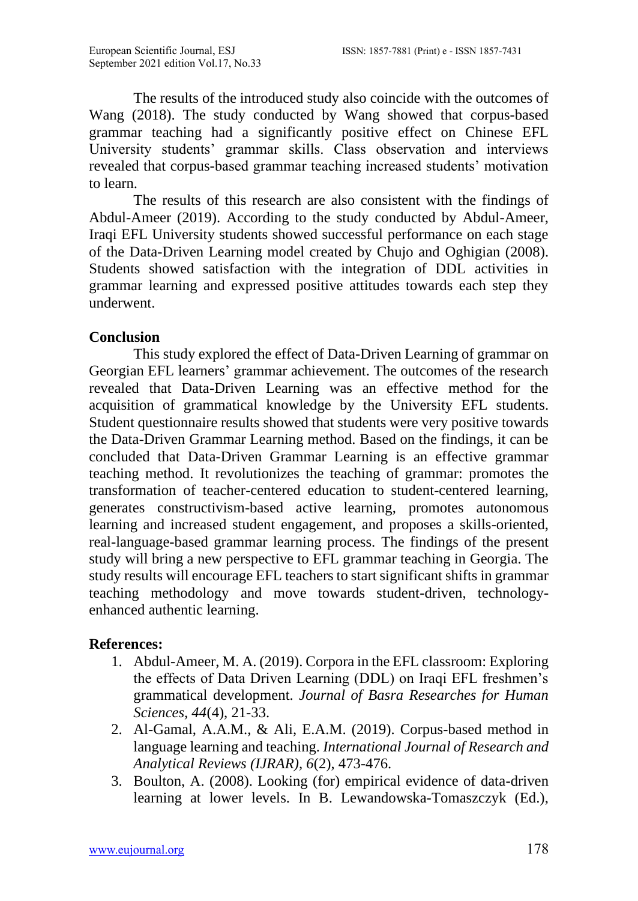The results of the introduced study also coincide with the outcomes of Wang (2018). The study conducted by Wang showed that corpus-based grammar teaching had a significantly positive effect on Chinese EFL University students' grammar skills. Class observation and interviews revealed that corpus-based grammar teaching increased students' motivation to learn.

The results of this research are also consistent with the findings of Abdul-Ameer (2019). According to the study conducted by Abdul-Ameer, Iraqi EFL University students showed successful performance on each stage of the Data-Driven Learning model created by Chujo and Oghigian (2008). Students showed satisfaction with the integration of DDL activities in grammar learning and expressed positive attitudes towards each step they underwent.

## Conclusion

This study explored the effect of Data-Driven Learning of grammar on Georgian EFL learners' grammar achievement. The outcomes of the research revealed that Data-Driven Learning was an effective method for the acquisition of grammatical knowledge by the University EFL students. Student questionnaire results showed that students were very positive towards the Data-Driven Grammar Learning method. Based on the findings, it can be concluded that Data-Driven Grammar Learning is an effective grammar teaching method. It revolutionizes the teaching of grammar: promotes the transformation of teacher-centered education to student-centered learning, generates constructivism-based active learning, promotes autonomous learning and increased student engagement, and proposes a skills-oriented, real-language-based grammar learning process. The findings of the present study will bring a new perspective to EFL grammar teaching in Georgia. The study results will encourage EFL teachers to start significant shifts in grammar teaching methodology and move towards student-driven, technology-enhanced authentic learning.

## References:

1. Abdul-Ameer, M. A. (2019). Corpora in the EFL classroom: Exploring the effects of Data Driven Learning (DDL) on Iraqi EFL freshmen's grammatical development. *Journal of Basra Researches for Human Sciences, 44*(4), 21-33.
2. Al-Gamal, A.A.M., & Ali, E.A.M. (2019). Corpus-based method in language learning and teaching. *International Journal of Research and Analytical Reviews (IJRAR), 6*(2), 473-476.
3. Boulton, A. (2008). Looking (for) empirical evidence of data-driven learning at lower levels. In B. Lewandowska-Tomaszczyk (Ed.),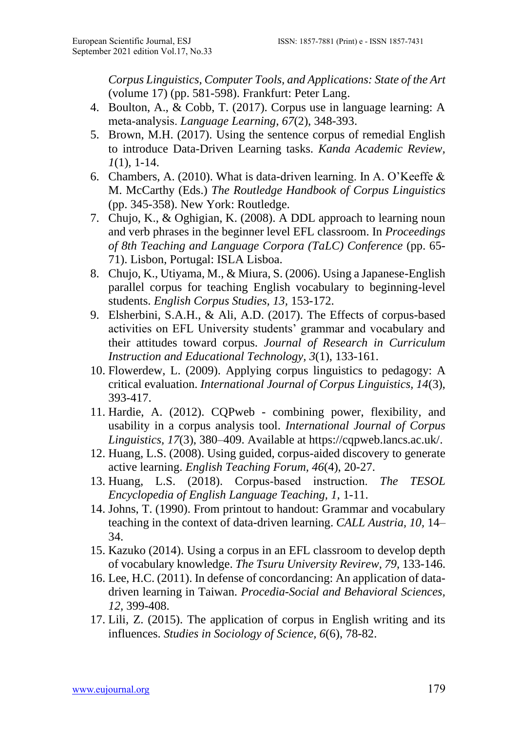*Corpus Linguistics, Computer Tools, and Applications: State of the Art* (volume 17) (pp. 581-598). Frankfurt: Peter Lang.

4. Boulton, A., & Cobb, T. (2017). Corpus use in language learning: A meta-analysis. *Language Learning, 67*(2), 348-393.
5. Brown, M.H. (2017). Using the sentence corpus of remedial English to introduce Data-Driven Learning tasks. *Kanda Academic Review, 1*(1), 1-14.
6. Chambers, A. (2010). What is data-driven learning. In A. O'Keeffe & M. McCarthy (Eds.) *The Routledge Handbook of Corpus Linguistics* (pp. 345-358). New York: Routledge.
7. Chujo, K., & Oghigian, K. (2008). A DDL approach to learning noun and verb phrases in the beginner level EFL classroom. In *Proceedings of 8th Teaching and Language Corpora (TaLC) Conference* (pp. 65-71). Lisbon, Portugal: ISLA Lisboa.
8. Chujo, K., Utiyama, M., & Miura, S. (2006). Using a Japanese-English parallel corpus for teaching English vocabulary to beginning-level students. *English Corpus Studies, 13*, 153-172.
9. Elsherbini, S.A.H., & Ali, A.D. (2017). The Effects of corpus-based activities on EFL University students' grammar and vocabulary and their attitudes toward corpus. *Journal of Research in Curriculum Instruction and Educational Technology, 3*(1), 133-161.
10. Flowerdew, L. (2009). Applying corpus linguistics to pedagogy: A critical evaluation. *International Journal of Corpus Linguistics, 14*(3), 393-417.
11. Hardie, A. (2012). CQPweb - combining power, flexibility, and usability in a corpus analysis tool. *International Journal of Corpus Linguistics, 17*(3), 380–409. Available at https://cqpweb.lancs.ac.uk/.
12. Huang, L.S. (2008). Using guided, corpus-aided discovery to generate active learning. *English Teaching Forum, 46*(4), 20-27.
13. Huang, L.S. (2018). Corpus-based instruction. *The TESOL Encyclopedia of English Language Teaching, 1*, 1-11.
14. Johns, T. (1990). From printout to handout: Grammar and vocabulary teaching in the context of data-driven learning. *CALL Austria, 10*, 14–34.
15. Kazuko (2014). Using a corpus in an EFL classroom to develop depth of vocabulary knowledge. *The Tsuru University Revirew, 79*, 133-146.
16. Lee, H.C. (2011). In defense of concordancing: An application of data-driven learning in Taiwan. *Procedia-Social and Behavioral Sciences, 12*, 399-408.
17. Lili, Z. (2015). The application of corpus in English writing and its influences. *Studies in Sociology of Science, 6*(6), 78-82.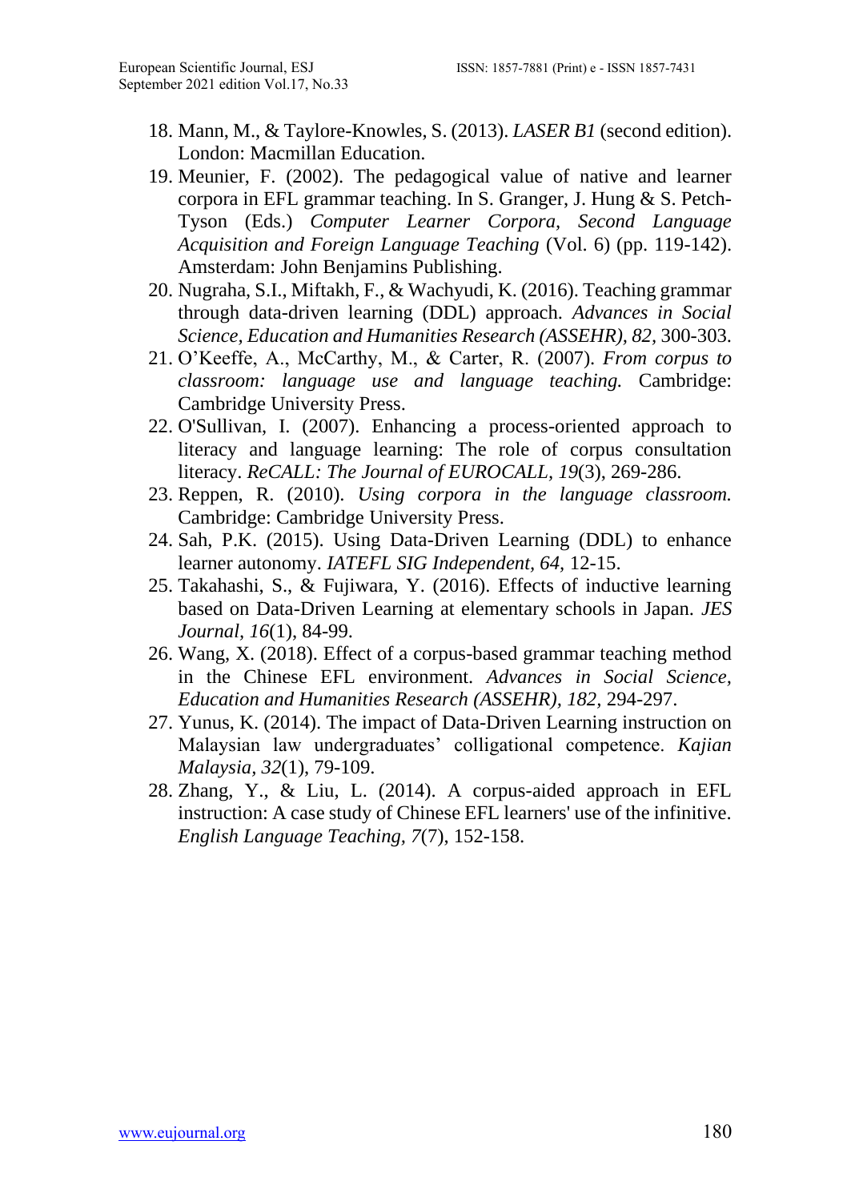18. Mann, M., & Taylore-Knowles, S. (2013). *LASER B1* (second edition). London: Macmillan Education.
19. Meunier, F. (2002). The pedagogical value of native and learner corpora in EFL grammar teaching. In S. Granger, J. Hung & S. Petch-Tyson (Eds.) *Computer Learner Corpora, Second Language Acquisition and Foreign Language Teaching* (Vol. 6) (pp. 119-142). Amsterdam: John Benjamins Publishing.
20. Nugraha, S.I., Miftakh, F., & Wachyudi, K. (2016). Teaching grammar through data-driven learning (DDL) approach. *Advances in Social Science, Education and Humanities Research (ASSEHR), 82*, 300-303.
21. O'Keeffe, A., McCarthy, M., & Carter, R. (2007). *From corpus to classroom: language use and language teaching.* Cambridge: Cambridge University Press.
22. O'Sullivan, I. (2007). Enhancing a process-oriented approach to literacy and language learning: The role of corpus consultation literacy. *ReCALL: The Journal of EUROCALL, 19*(3), 269-286.
23. Reppen, R. (2010). *Using corpora in the language classroom.* Cambridge: Cambridge University Press.
24. Sah, P.K. (2015). Using Data-Driven Learning (DDL) to enhance learner autonomy. *IATEFL SIG Independent, 64*, 12-15.
25. Takahashi, S., & Fujiwara, Y. (2016). Effects of inductive learning based on Data-Driven Learning at elementary schools in Japan. *JES Journal, 16*(1), 84-99.
26. Wang, X. (2018). Effect of a corpus-based grammar teaching method in the Chinese EFL environment. *Advances in Social Science, Education and Humanities Research (ASSEHR), 182*, 294-297.
27. Yunus, K. (2014). The impact of Data-Driven Learning instruction on Malaysian law undergraduates' colligational competence. *Kajian Malaysia, 32*(1), 79-109.
28. Zhang, Y., & Liu, L. (2014). A corpus-aided approach in EFL instruction: A case study of Chinese EFL learners' use of the infinitive. *English Language Teaching, 7*(7), 152-158.